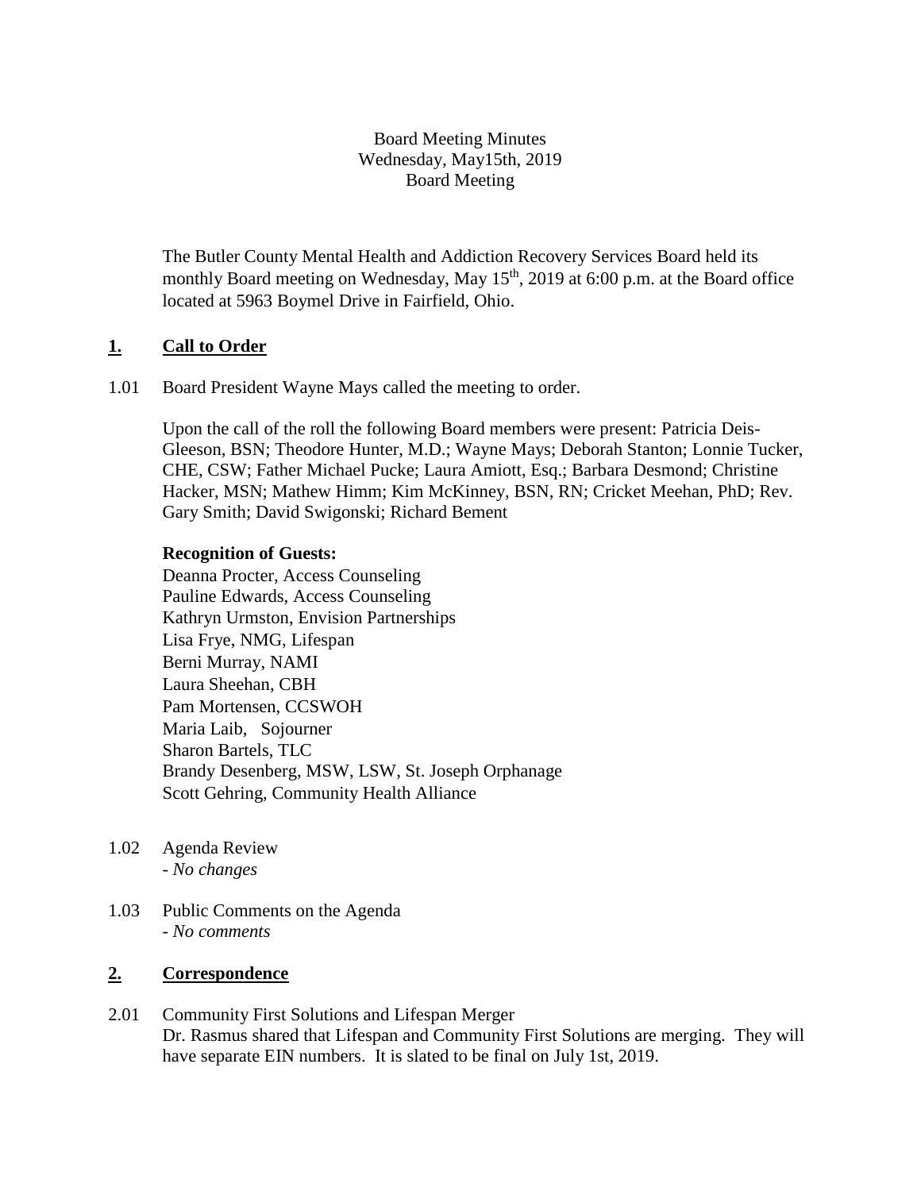Board Meeting Minutes
Wednesday, May15th, 2019
Board Meeting

The Butler County Mental Health and Addiction Recovery Services Board held its monthly Board meeting on Wednesday, May 15th, 2019 at 6:00 p.m. at the Board office located at 5963 Boymel Drive in Fairfield, Ohio.

## **1. Call to Order**

1.01 Board President Wayne Mays called the meeting to order.

Upon the call of the roll the following Board members were present: Patricia Deis-Gleeson, BSN; Theodore Hunter, M.D.; Wayne Mays; Deborah Stanton; Lonnie Tucker, CHE, CSW; Father Michael Pucke; Laura Amiott, Esq.; Barbara Desmond; Christine Hacker, MSN; Mathew Himm; Kim McKinney, BSN, RN; Cricket Meehan, PhD; Rev. Gary Smith; David Swigonski; Richard Bement

**Recognition of Guests:**
Deanna Procter, Access Counseling
Pauline Edwards, Access Counseling
Kathryn Urmston, Envision Partnerships
Lisa Frye, NMG, Lifespan
Berni Murray, NAMI
Laura Sheehan, CBH
Pam Mortensen, CCSWOH
Maria Laib, Sojourner
Sharon Bartels, TLC
Brandy Desenberg, MSW, LSW, St. Joseph Orphanage
Scott Gehring, Community Health Alliance

1.02 Agenda Review
- *No changes*

1.03 Public Comments on the Agenda
- *No comments*

## **2. Correspondence**

2.01 Community First Solutions and Lifespan Merger
Dr. Rasmus shared that Lifespan and Community First Solutions are merging. They will have separate EIN numbers. It is slated to be final on July 1st, 2019.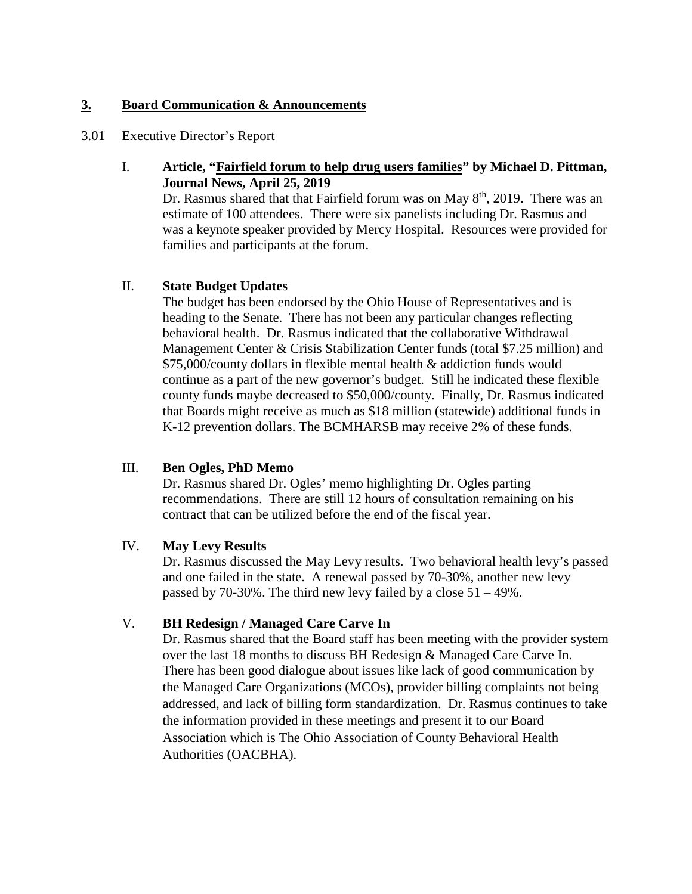## **3. Board Communication & Announcements**

3.01 Executive Director's Report

I. **Article, "Fairfield forum to help drug users families" by Michael D. Pittman, Journal News, April 25, 2019**

Dr. Rasmus shared that that Fairfield forum was on May 8th, 2019. There was an estimate of 100 attendees. There were six panelists including Dr. Rasmus and was a keynote speaker provided by Mercy Hospital. Resources were provided for families and participants at the forum.

II. **State Budget Updates**

The budget has been endorsed by the Ohio House of Representatives and is heading to the Senate. There has not been any particular changes reflecting behavioral health. Dr. Rasmus indicated that the collaborative Withdrawal Management Center & Crisis Stabilization Center funds (total $7.25 million) and $75,000/county dollars in flexible mental health & addiction funds would continue as a part of the new governor's budget. Still he indicated these flexible county funds maybe decreased to $50,000/county. Finally, Dr. Rasmus indicated that Boards might receive as much as $18 million (statewide) additional funds in K-12 prevention dollars. The BCMHARSB may receive 2% of these funds.

III. **Ben Ogles, PhD Memo**

Dr. Rasmus shared Dr. Ogles' memo highlighting Dr. Ogles parting recommendations. There are still 12 hours of consultation remaining on his contract that can be utilized before the end of the fiscal year.

IV. **May Levy Results**

Dr. Rasmus discussed the May Levy results. Two behavioral health levy's passed and one failed in the state. A renewal passed by 70-30%, another new levy passed by 70-30%. The third new levy failed by a close 51 – 49%.

V. **BH Redesign / Managed Care Carve In**

Dr. Rasmus shared that the Board staff has been meeting with the provider system over the last 18 months to discuss BH Redesign & Managed Care Carve In. There has been good dialogue about issues like lack of good communication by the Managed Care Organizations (MCOs), provider billing complaints not being addressed, and lack of billing form standardization. Dr. Rasmus continues to take the information provided in these meetings and present it to our Board Association which is The Ohio Association of County Behavioral Health Authorities (OACBHA).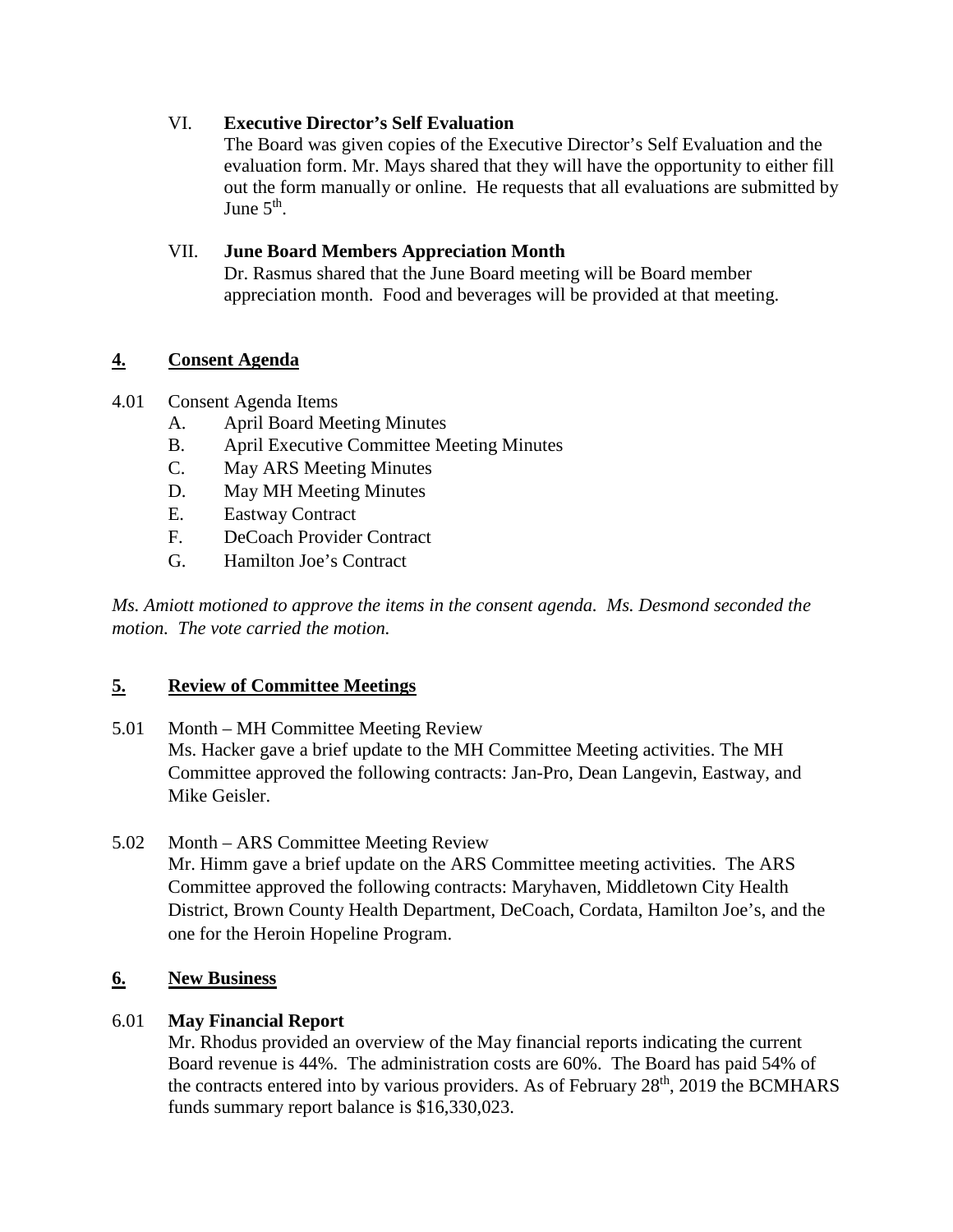VI. **Executive Director's Self Evaluation**

The Board was given copies of the Executive Director's Self Evaluation and the evaluation form. Mr. Mays shared that they will have the opportunity to either fill out the form manually or online. He requests that all evaluations are submitted by June 5th.

VII. **June Board Members Appreciation Month**

Dr. Rasmus shared that the June Board meeting will be Board member appreciation month. Food and beverages will be provided at that meeting.

## 4. Consent Agenda

4.01 Consent Agenda Items

A. April Board Meeting Minutes
B. April Executive Committee Meeting Minutes
C. May ARS Meeting Minutes
D. May MH Meeting Minutes
E. Eastway Contract
F. DeCoach Provider Contract
G. Hamilton Joe's Contract

*Ms. Amiott motioned to approve the items in the consent agenda. Ms. Desmond seconded the motion. The vote carried the motion.*

## 5. Review of Committee Meetings

5.01 Month – MH Committee Meeting Review

Ms. Hacker gave a brief update to the MH Committee Meeting activities. The MH Committee approved the following contracts: Jan-Pro, Dean Langevin, Eastway, and Mike Geisler.

5.02 Month – ARS Committee Meeting Review

Mr. Himm gave a brief update on the ARS Committee meeting activities. The ARS Committee approved the following contracts: Maryhaven, Middletown City Health District, Brown County Health Department, DeCoach, Cordata, Hamilton Joe's, and the one for the Heroin Hopeline Program.

## 6. New Business

6.01 **May Financial Report**

Mr. Rhodus provided an overview of the May financial reports indicating the current Board revenue is 44%. The administration costs are 60%. The Board has paid 54% of the contracts entered into by various providers. As of February 28th, 2019 the BCMHARS funds summary report balance is $16,330,023.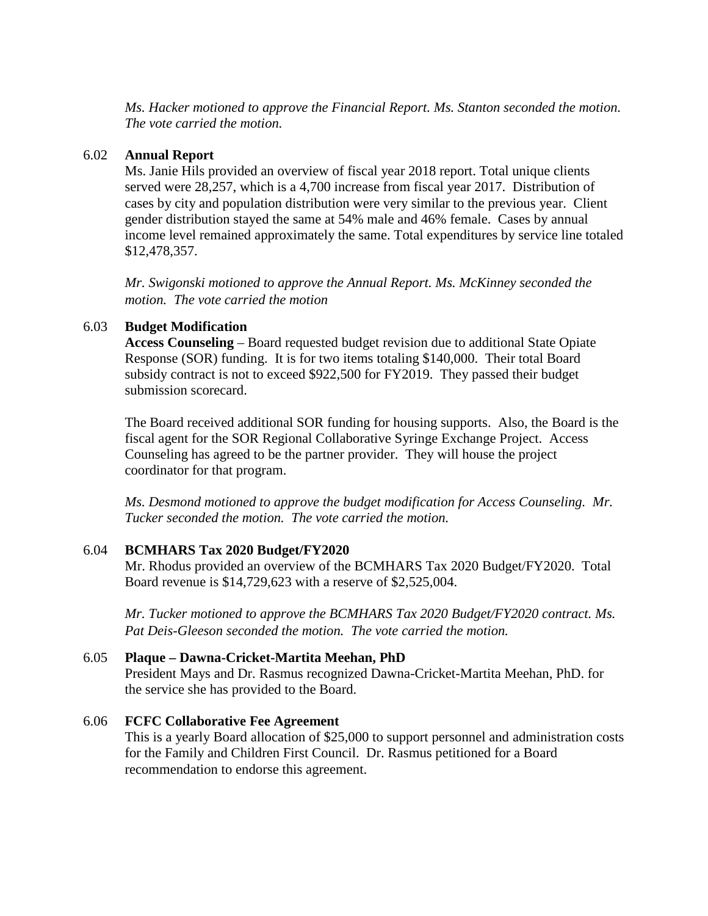*Ms. Hacker motioned to approve the Financial Report. Ms. Stanton seconded the motion. The vote carried the motion.*

6.02 **Annual Report**

Ms. Janie Hils provided an overview of fiscal year 2018 report. Total unique clients served were 28,257, which is a 4,700 increase from fiscal year 2017. Distribution of cases by city and population distribution were very similar to the previous year. Client gender distribution stayed the same at 54% male and 46% female. Cases by annual income level remained approximately the same. Total expenditures by service line totaled $12,478,357.

*Mr. Swigonski motioned to approve the Annual Report. Ms. McKinney seconded the motion. The vote carried the motion*

6.03 **Budget Modification**

**Access Counseling** – Board requested budget revision due to additional State Opiate Response (SOR) funding. It is for two items totaling $140,000. Their total Board subsidy contract is not to exceed $922,500 for FY2019. They passed their budget submission scorecard.

The Board received additional SOR funding for housing supports. Also, the Board is the fiscal agent for the SOR Regional Collaborative Syringe Exchange Project. Access Counseling has agreed to be the partner provider. They will house the project coordinator for that program.

*Ms. Desmond motioned to approve the budget modification for Access Counseling. Mr. Tucker seconded the motion. The vote carried the motion.*

6.04 **BCMHARS Tax 2020 Budget/FY2020**

Mr. Rhodus provided an overview of the BCMHARS Tax 2020 Budget/FY2020. Total Board revenue is $14,729,623 with a reserve of $2,525,004.

*Mr. Tucker motioned to approve the BCMHARS Tax 2020 Budget/FY2020 contract. Ms. Pat Deis-Gleeson seconded the motion. The vote carried the motion.*

6.05 **Plaque – Dawna-Cricket-Martita Meehan, PhD**

President Mays and Dr. Rasmus recognized Dawna-Cricket-Martita Meehan, PhD. for the service she has provided to the Board.

6.06 **FCFC Collaborative Fee Agreement**

This is a yearly Board allocation of $25,000 to support personnel and administration costs for the Family and Children First Council. Dr. Rasmus petitioned for a Board recommendation to endorse this agreement.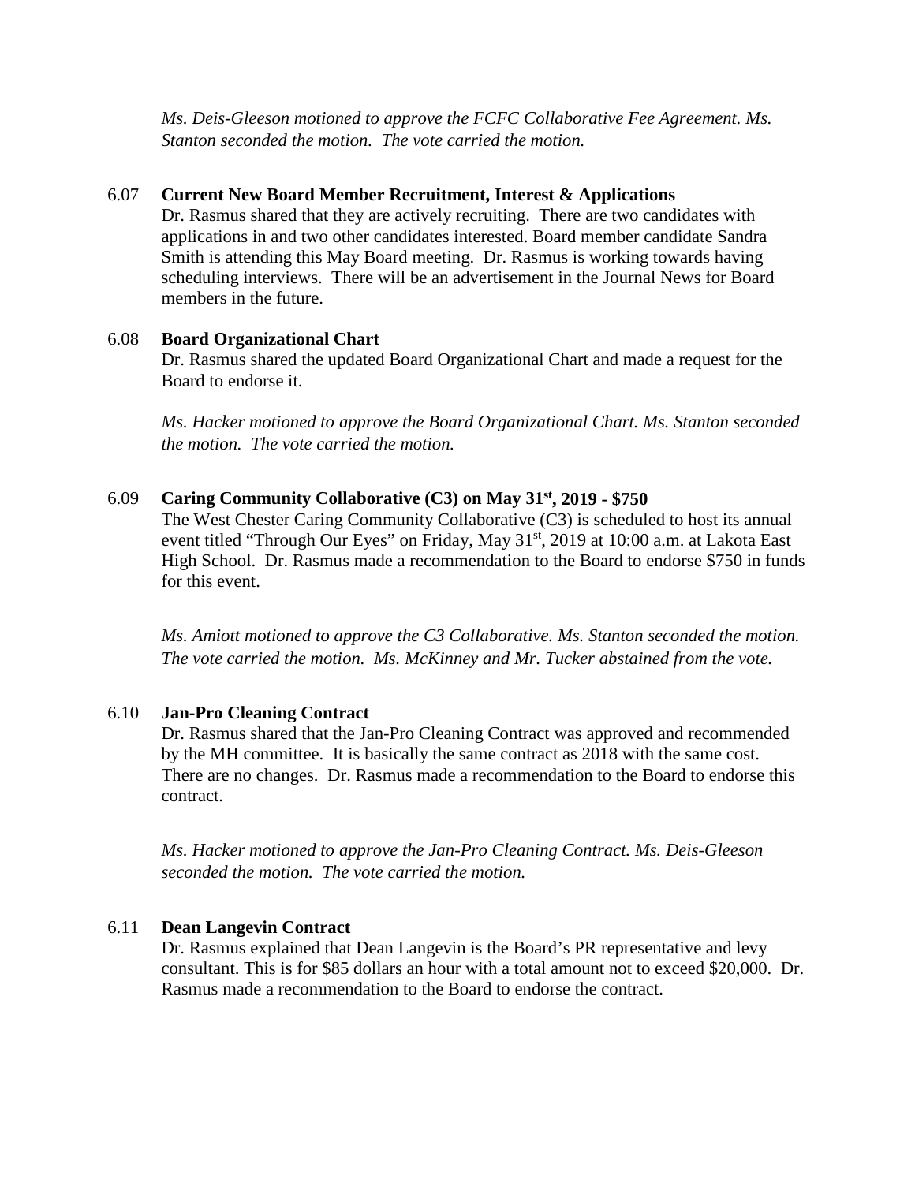*Ms. Deis-Gleeson motioned to approve the FCFC Collaborative Fee Agreement. Ms. Stanton seconded the motion. The vote carried the motion.*

6.07 **Current New Board Member Recruitment, Interest & Applications**

Dr. Rasmus shared that they are actively recruiting. There are two candidates with applications in and two other candidates interested. Board member candidate Sandra Smith is attending this May Board meeting. Dr. Rasmus is working towards having scheduling interviews. There will be an advertisement in the Journal News for Board members in the future.

6.08 **Board Organizational Chart**

Dr. Rasmus shared the updated Board Organizational Chart and made a request for the Board to endorse it.

*Ms. Hacker motioned to approve the Board Organizational Chart. Ms. Stanton seconded the motion. The vote carried the motion.*

6.09 **Caring Community Collaborative (C3) on May 31st, 2019 - $750**

The West Chester Caring Community Collaborative (C3) is scheduled to host its annual event titled "Through Our Eyes" on Friday, May 31st, 2019 at 10:00 a.m. at Lakota East High School. Dr. Rasmus made a recommendation to the Board to endorse $750 in funds for this event.

*Ms. Amiott motioned to approve the C3 Collaborative. Ms. Stanton seconded the motion. The vote carried the motion. Ms. McKinney and Mr. Tucker abstained from the vote.*

6.10 **Jan-Pro Cleaning Contract**

Dr. Rasmus shared that the Jan-Pro Cleaning Contract was approved and recommended by the MH committee. It is basically the same contract as 2018 with the same cost. There are no changes. Dr. Rasmus made a recommendation to the Board to endorse this contract.

*Ms. Hacker motioned to approve the Jan-Pro Cleaning Contract. Ms. Deis-Gleeson seconded the motion. The vote carried the motion.*

6.11 **Dean Langevin Contract**

Dr. Rasmus explained that Dean Langevin is the Board's PR representative and levy consultant. This is for $85 dollars an hour with a total amount not to exceed $20,000. Dr. Rasmus made a recommendation to the Board to endorse the contract.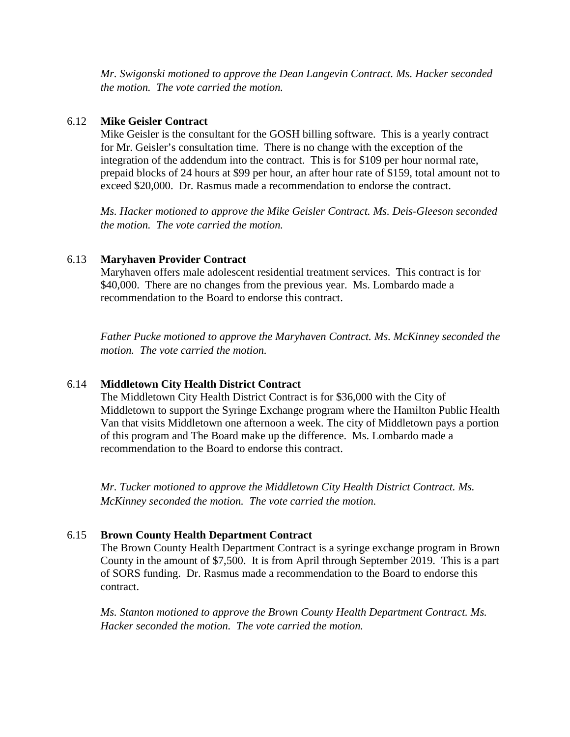*Mr. Swigonski motioned to approve the Dean Langevin Contract. Ms. Hacker seconded the motion. The vote carried the motion.*

6.12 **Mike Geisler Contract**

Mike Geisler is the consultant for the GOSH billing software. This is a yearly contract for Mr. Geisler's consultation time. There is no change with the exception of the integration of the addendum into the contract. This is for $109 per hour normal rate, prepaid blocks of 24 hours at $99 per hour, an after hour rate of $159, total amount not to exceed $20,000. Dr. Rasmus made a recommendation to endorse the contract.

*Ms. Hacker motioned to approve the Mike Geisler Contract. Ms. Deis-Gleeson seconded the motion. The vote carried the motion.*

6.13 **Maryhaven Provider Contract**

Maryhaven offers male adolescent residential treatment services. This contract is for $40,000. There are no changes from the previous year. Ms. Lombardo made a recommendation to the Board to endorse this contract.

*Father Pucke motioned to approve the Maryhaven Contract. Ms. McKinney seconded the motion. The vote carried the motion.*

6.14 **Middletown City Health District Contract**

The Middletown City Health District Contract is for $36,000 with the City of Middletown to support the Syringe Exchange program where the Hamilton Public Health Van that visits Middletown one afternoon a week. The city of Middletown pays a portion of this program and The Board make up the difference. Ms. Lombardo made a recommendation to the Board to endorse this contract.

*Mr. Tucker motioned to approve the Middletown City Health District Contract. Ms. McKinney seconded the motion. The vote carried the motion.*

6.15 **Brown County Health Department Contract**

The Brown County Health Department Contract is a syringe exchange program in Brown County in the amount of $7,500. It is from April through September 2019. This is a part of SORS funding. Dr. Rasmus made a recommendation to the Board to endorse this contract.

*Ms. Stanton motioned to approve the Brown County Health Department Contract. Ms. Hacker seconded the motion. The vote carried the motion.*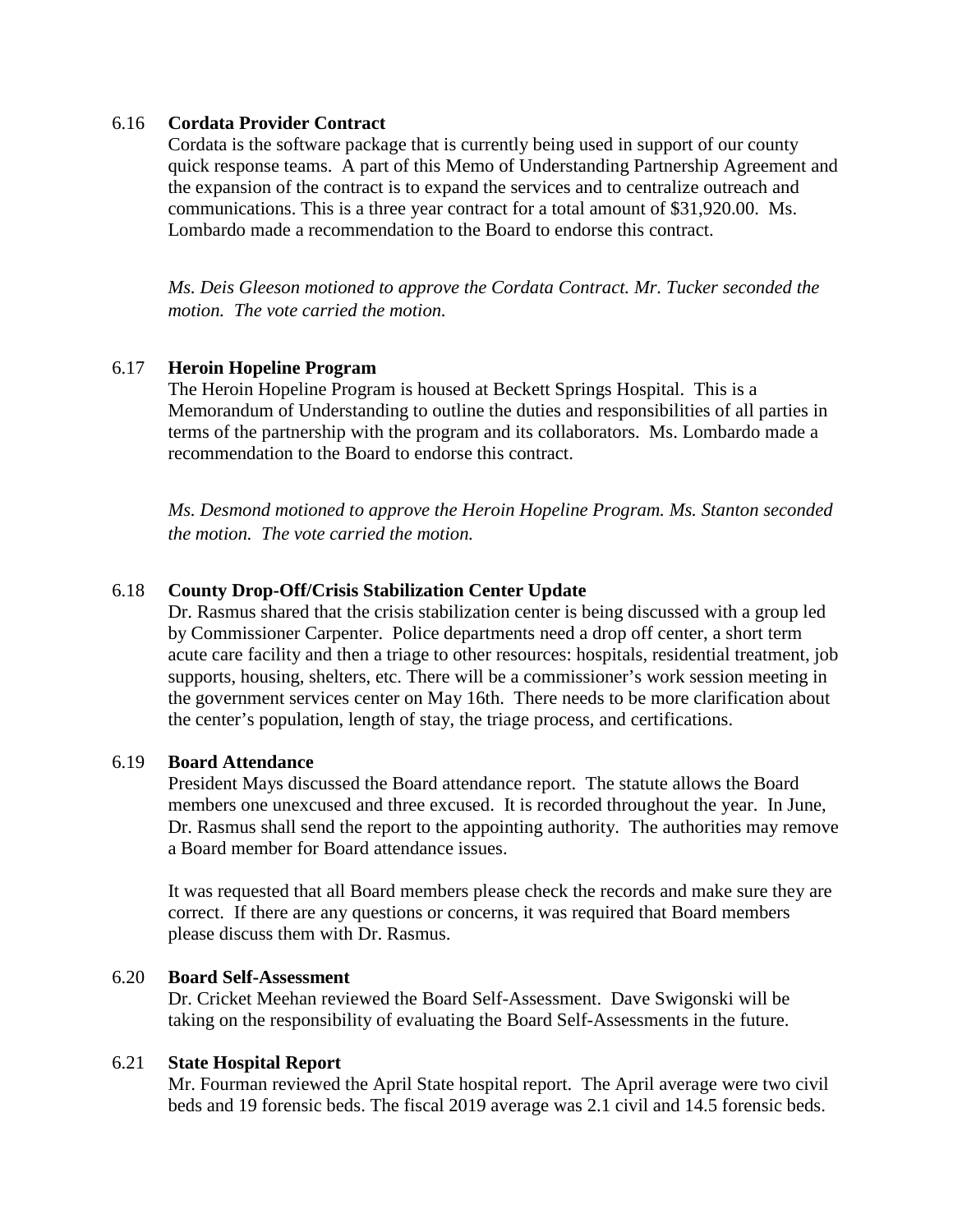6.16 **Cordata Provider Contract**

Cordata is the software package that is currently being used in support of our county quick response teams. A part of this Memo of Understanding Partnership Agreement and the expansion of the contract is to expand the services and to centralize outreach and communications. This is a three year contract for a total amount of $31,920.00. Ms. Lombardo made a recommendation to the Board to endorse this contract.

*Ms. Deis Gleeson motioned to approve the Cordata Contract. Mr. Tucker seconded the motion. The vote carried the motion.*

6.17 **Heroin Hopeline Program**

The Heroin Hopeline Program is housed at Beckett Springs Hospital. This is a Memorandum of Understanding to outline the duties and responsibilities of all parties in terms of the partnership with the program and its collaborators. Ms. Lombardo made a recommendation to the Board to endorse this contract.

*Ms. Desmond motioned to approve the Heroin Hopeline Program. Ms. Stanton seconded the motion. The vote carried the motion.*

6.18 **County Drop-Off/Crisis Stabilization Center Update**

Dr. Rasmus shared that the crisis stabilization center is being discussed with a group led by Commissioner Carpenter. Police departments need a drop off center, a short term acute care facility and then a triage to other resources: hospitals, residential treatment, job supports, housing, shelters, etc. There will be a commissioner's work session meeting in the government services center on May 16th. There needs to be more clarification about the center's population, length of stay, the triage process, and certifications.

6.19 **Board Attendance**

President Mays discussed the Board attendance report. The statute allows the Board members one unexcused and three excused. It is recorded throughout the year. In June, Dr. Rasmus shall send the report to the appointing authority. The authorities may remove a Board member for Board attendance issues.

It was requested that all Board members please check the records and make sure they are correct. If there are any questions or concerns, it was required that Board members please discuss them with Dr. Rasmus.

6.20 **Board Self-Assessment**

Dr. Cricket Meehan reviewed the Board Self-Assessment. Dave Swigonski will be taking on the responsibility of evaluating the Board Self-Assessments in the future.

6.21 **State Hospital Report**

Mr. Fourman reviewed the April State hospital report. The April average were two civil beds and 19 forensic beds. The fiscal 2019 average was 2.1 civil and 14.5 forensic beds.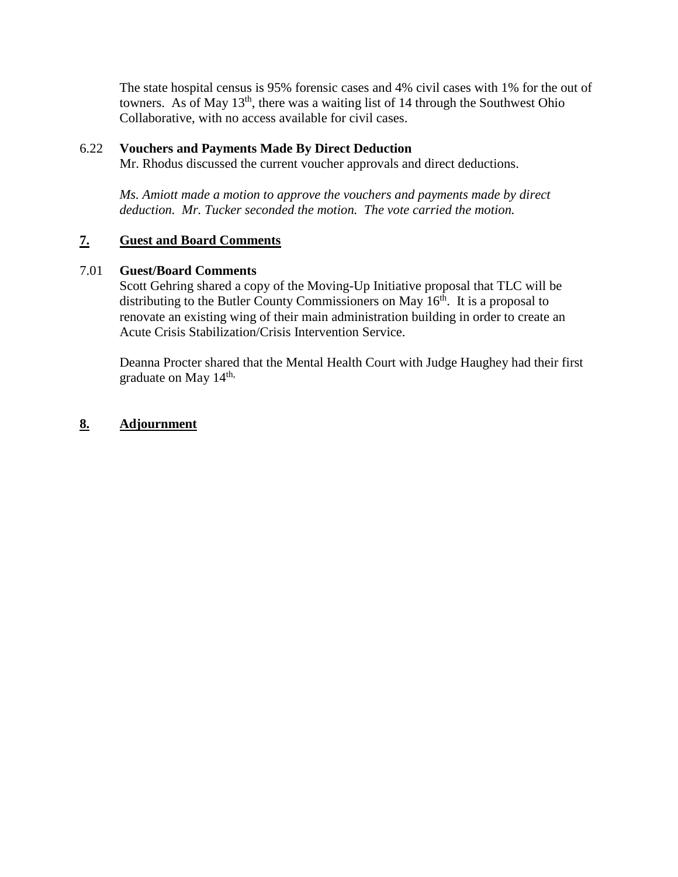The state hospital census is 95% forensic cases and 4% civil cases with 1% for the out of towners. As of May 13th, there was a waiting list of 14 through the Southwest Ohio Collaborative, with no access available for civil cases.

6.22 **Vouchers and Payments Made By Direct Deduction**

Mr. Rhodus discussed the current voucher approvals and direct deductions.

*Ms. Amiott made a motion to approve the vouchers and payments made by direct deduction. Mr. Tucker seconded the motion. The vote carried the motion.*

## 7. Guest and Board Comments

7.01 **Guest/Board Comments**

Scott Gehring shared a copy of the Moving-Up Initiative proposal that TLC will be distributing to the Butler County Commissioners on May 16th. It is a proposal to renovate an existing wing of their main administration building in order to create an Acute Crisis Stabilization/Crisis Intervention Service.

Deanna Procter shared that the Mental Health Court with Judge Haughey had their first graduate on May 14th,

## 8. Adjournment